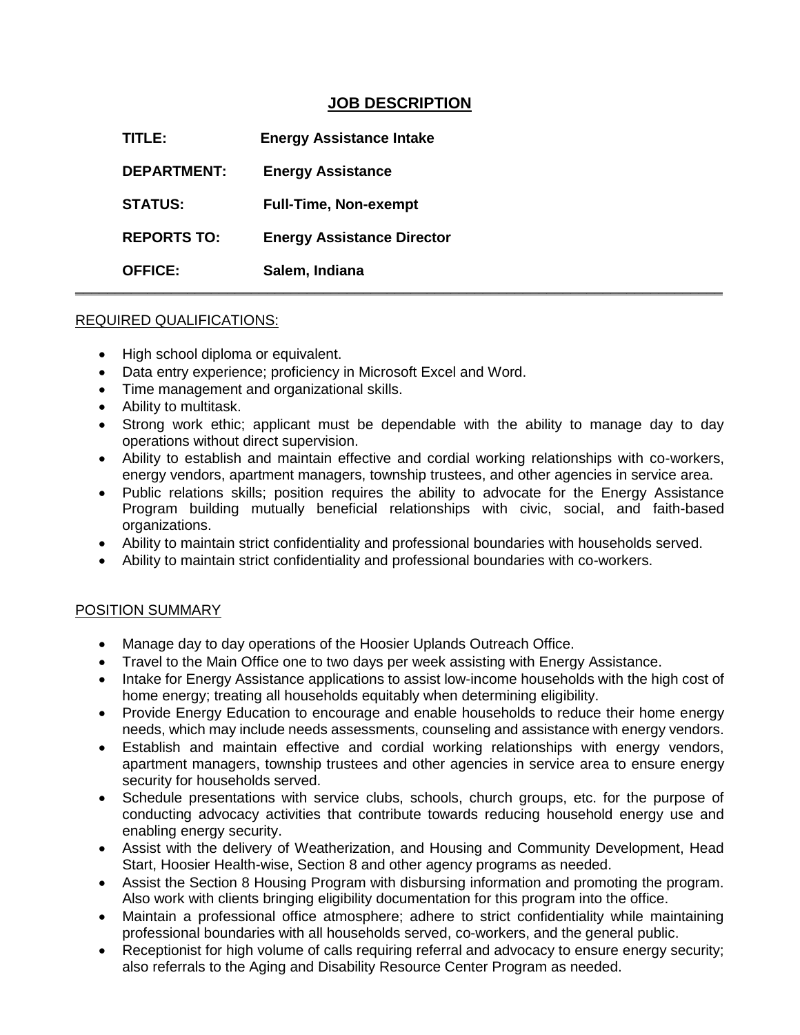# JOB DESCRIPTION

**TITLE:** **Energy Assistance Intake**

**DEPARTMENT:** **Energy Assistance**

**STATUS:** **Full-Time, Non-exempt**

**REPORTS TO:** **Energy Assistance Director**

**OFFICE:** **Salem, Indiana**

---

## REQUIRED QUALIFICATIONS:

- High school diploma or equivalent.
- Data entry experience; proficiency in Microsoft Excel and Word.
- Time management and organizational skills.
- Ability to multitask.
- Strong work ethic; applicant must be dependable with the ability to manage day to day operations without direct supervision.
- Ability to establish and maintain effective and cordial working relationships with co-workers, energy vendors, apartment managers, township trustees, and other agencies in service area.
- Public relations skills; position requires the ability to advocate for the Energy Assistance Program building mutually beneficial relationships with civic, social, and faith-based organizations.
- Ability to maintain strict confidentiality and professional boundaries with households served.
- Ability to maintain strict confidentiality and professional boundaries with co-workers.

## POSITION SUMMARY

- Manage day to day operations of the Hoosier Uplands Outreach Office.
- Travel to the Main Office one to two days per week assisting with Energy Assistance.
- Intake for Energy Assistance applications to assist low-income households with the high cost of home energy; treating all households equitably when determining eligibility.
- Provide Energy Education to encourage and enable households to reduce their home energy needs, which may include needs assessments, counseling and assistance with energy vendors.
- Establish and maintain effective and cordial working relationships with energy vendors, apartment managers, township trustees and other agencies in service area to ensure energy security for households served.
- Schedule presentations with service clubs, schools, church groups, etc. for the purpose of conducting advocacy activities that contribute towards reducing household energy use and enabling energy security.
- Assist with the delivery of Weatherization, and Housing and Community Development, Head Start, Hoosier Health-wise, Section 8 and other agency programs as needed.
- Assist the Section 8 Housing Program with disbursing information and promoting the program. Also work with clients bringing eligibility documentation for this program into the office.
- Maintain a professional office atmosphere; adhere to strict confidentiality while maintaining professional boundaries with all households served, co-workers, and the general public.
- Receptionist for high volume of calls requiring referral and advocacy to ensure energy security; also referrals to the Aging and Disability Resource Center Program as needed.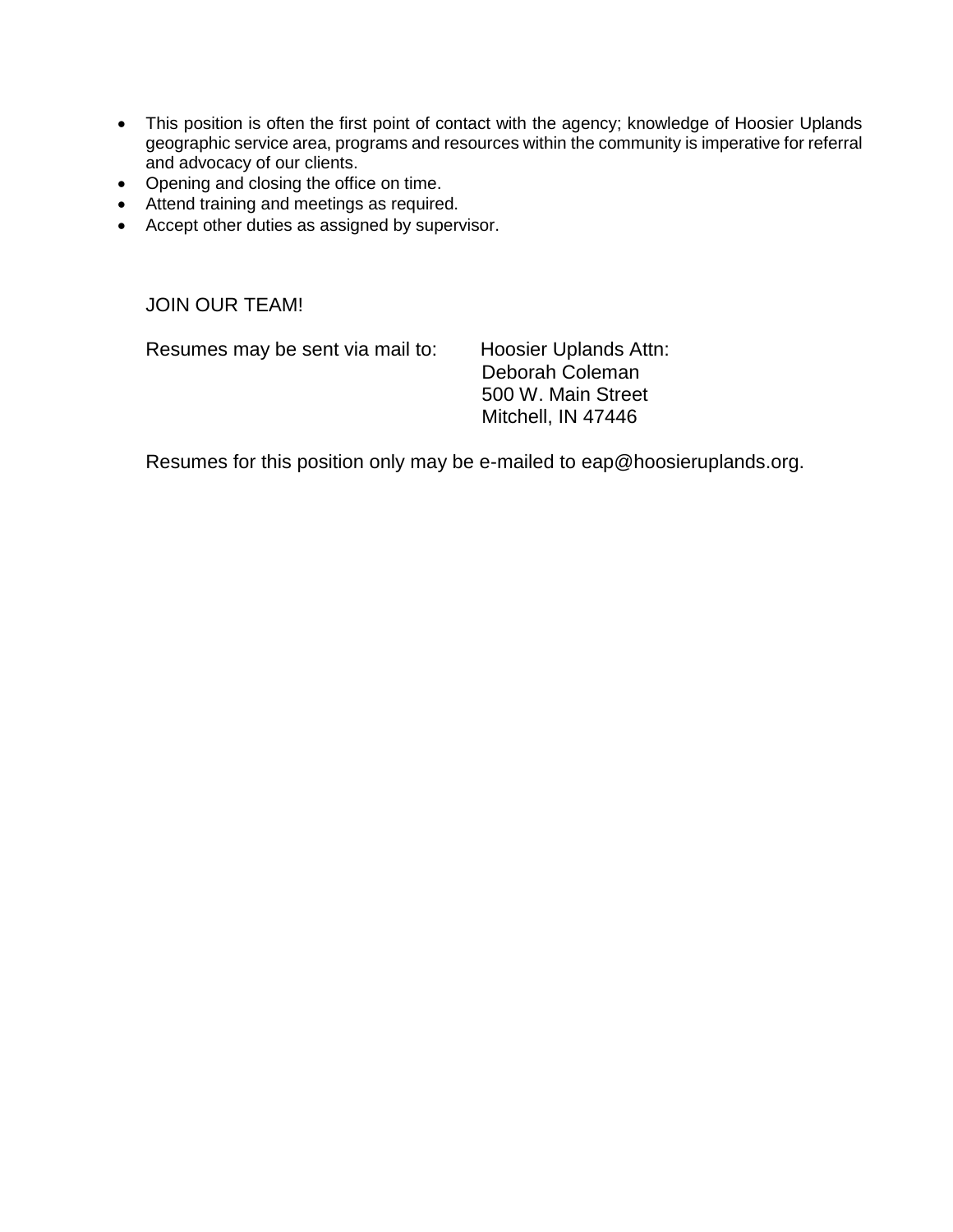- This position is often the first point of contact with the agency; knowledge of Hoosier Uplands geographic service area, programs and resources within the community is imperative for referral and advocacy of our clients.
- Opening and closing the office on time.
- Attend training and meetings as required.
- Accept other duties as assigned by supervisor.

JOIN OUR TEAM!

Resumes may be sent via mail to:

Hoosier Uplands Attn:
Deborah Coleman
500 W. Main Street
Mitchell, IN 47446

Resumes for this position only may be e-mailed to eap@hoosieruplands.org.